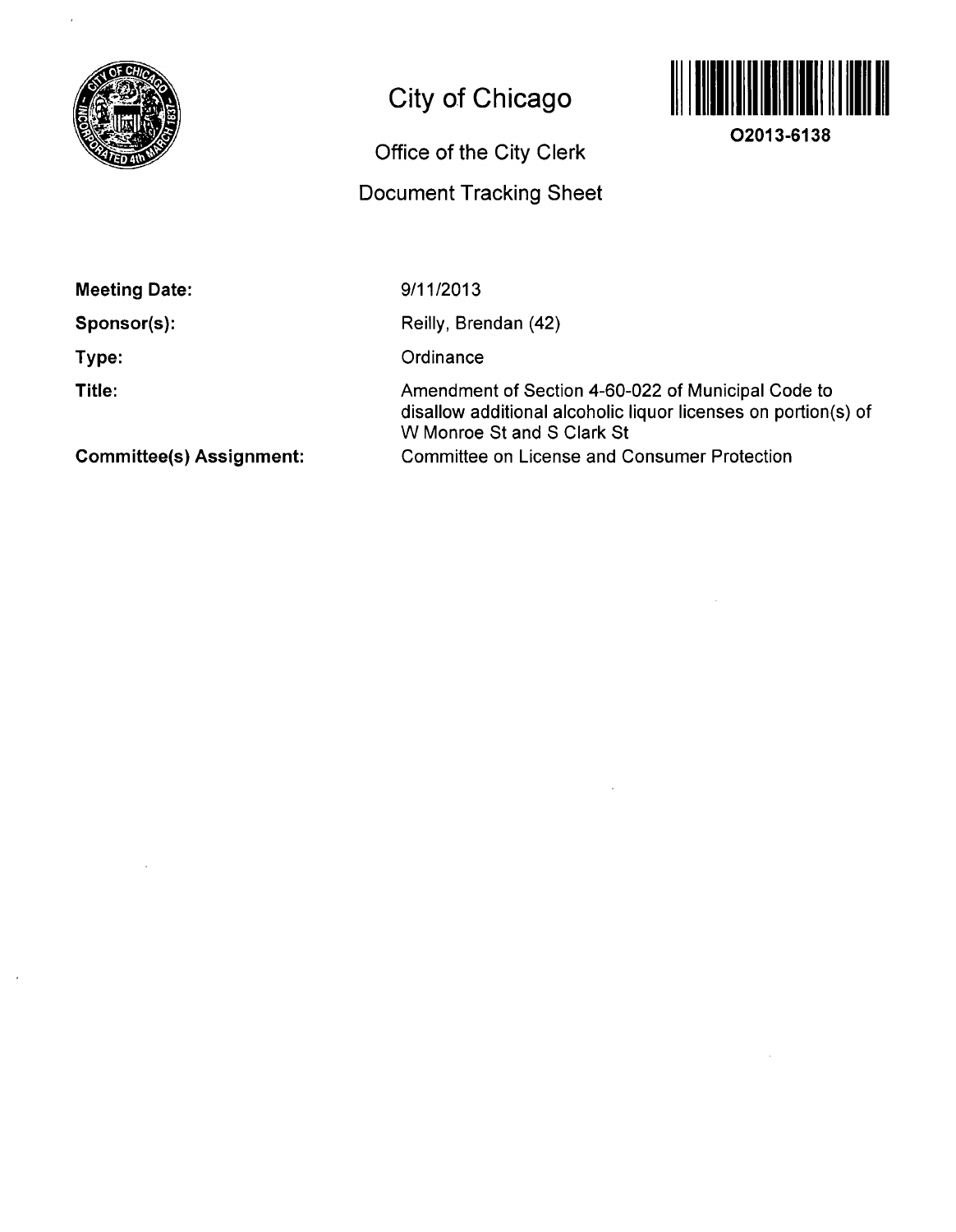# City of Chicago

## Office of the City Clerk

## Document Tracking Sheet

**O2013-6138**

**Meeting Date:** 9/11/2013

**Sponsor(s):** Reilly, Brendan (42)

**Type:** Ordinance

**Title:** Amendment of Section 4-60-022 of Municipal Code to disallow additional alcoholic liquor licenses on portion(s) of W Monroe St and S Clark St

**Committee(s) Assignment:** Committee on License and Consumer Protection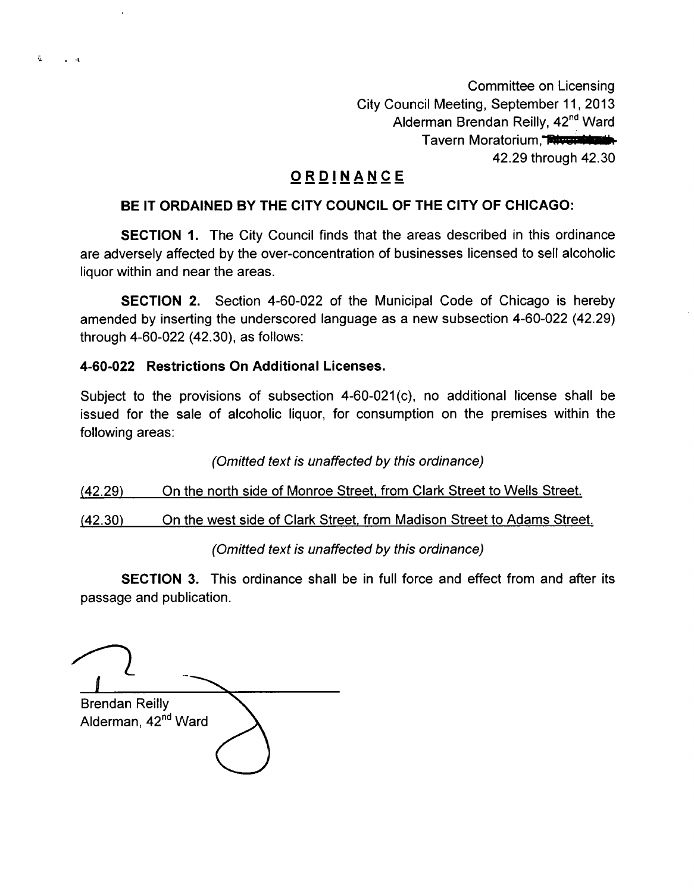Committee on Licensing
City Council Meeting, September 11, 2013
Alderman Brendan Reilly, 42nd Ward
Tavern Moratorium,
42.29 through 42.30

# ORDINANCE

**BE IT ORDAINED BY THE CITY COUNCIL OF THE CITY OF CHICAGO:**

**SECTION 1.** The City Council finds that the areas described in this ordinance are adversely affected by the over-concentration of businesses licensed to sell alcoholic liquor within and near the areas.

**SECTION 2.** Section 4-60-022 of the Municipal Code of Chicago is hereby amended by inserting the underscored language as a new subsection 4-60-022 (42.29) through 4-60-022 (42.30), as follows:

**4-60-022 Restrictions On Additional Licenses.**

Subject to the provisions of subsection 4-60-021(c), no additional license shall be issued for the sale of alcoholic liquor, for consumption on the premises within the following areas:

*(Omitted text is unaffected by this ordinance)*

(42.29) On the north side of Monroe Street, from Clark Street to Wells Street.

(42.30) On the west side of Clark Street, from Madison Street to Adams Street.

*(Omitted text is unaffected by this ordinance)*

**SECTION 3.** This ordinance shall be in full force and effect from and after its passage and publication.

Brendan Reilly
Alderman, 42nd Ward